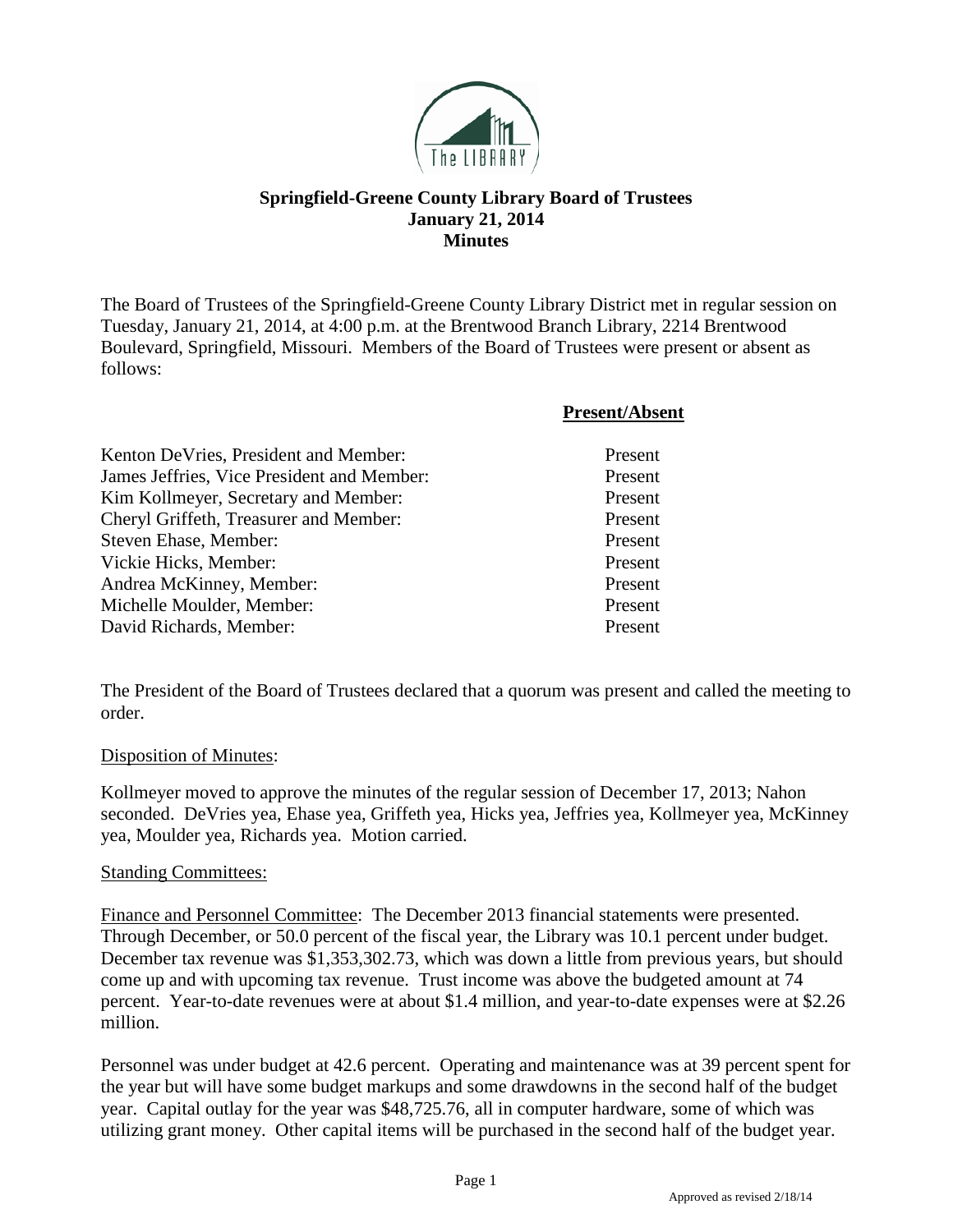# Springfield-Greene County Library Board of Trustees
## January 21, 2014
## Minutes

The Board of Trustees of the Springfield-Greene County Library District met in regular session on Tuesday, January 21, 2014, at 4:00 p.m. at the Brentwood Branch Library, 2214 Brentwood Boulevard, Springfield, Missouri. Members of the Board of Trustees were present or absent as follows:

| | **Present/Absent** |
|---|---|
| Kenton DeVries, President and Member: | Present |
| James Jeffries, Vice President and Member: | Present |
| Kim Kollmeyer, Secretary and Member: | Present |
| Cheryl Griffeth, Treasurer and Member: | Present |
| Steven Ehase, Member: | Present |
| Vickie Hicks, Member: | Present |
| Andrea McKinney, Member: | Present |
| Michelle Moulder, Member: | Present |
| David Richards, Member: | Present |

The President of the Board of Trustees declared that a quorum was present and called the meeting to order.

Disposition of Minutes:

Kollmeyer moved to approve the minutes of the regular session of December 17, 2013; Nahon seconded. DeVries yea, Ehase yea, Griffeth yea, Hicks yea, Jeffries yea, Kollmeyer yea, McKinney yea, Moulder yea, Richards yea. Motion carried.

Standing Committees:

Finance and Personnel Committee: The December 2013 financial statements were presented. Through December, or 50.0 percent of the fiscal year, the Library was 10.1 percent under budget. December tax revenue was $1,353,302.73, which was down a little from previous years, but should come up and with upcoming tax revenue. Trust income was above the budgeted amount at 74 percent. Year-to-date revenues were at about $1.4 million, and year-to-date expenses were at $2.26 million.

Personnel was under budget at 42.6 percent. Operating and maintenance was at 39 percent spent for the year but will have some budget markups and some drawdowns in the second half of the budget year. Capital outlay for the year was $48,725.76, all in computer hardware, some of which was utilizing grant money. Other capital items will be purchased in the second half of the budget year.

Approved as revised 2/18/14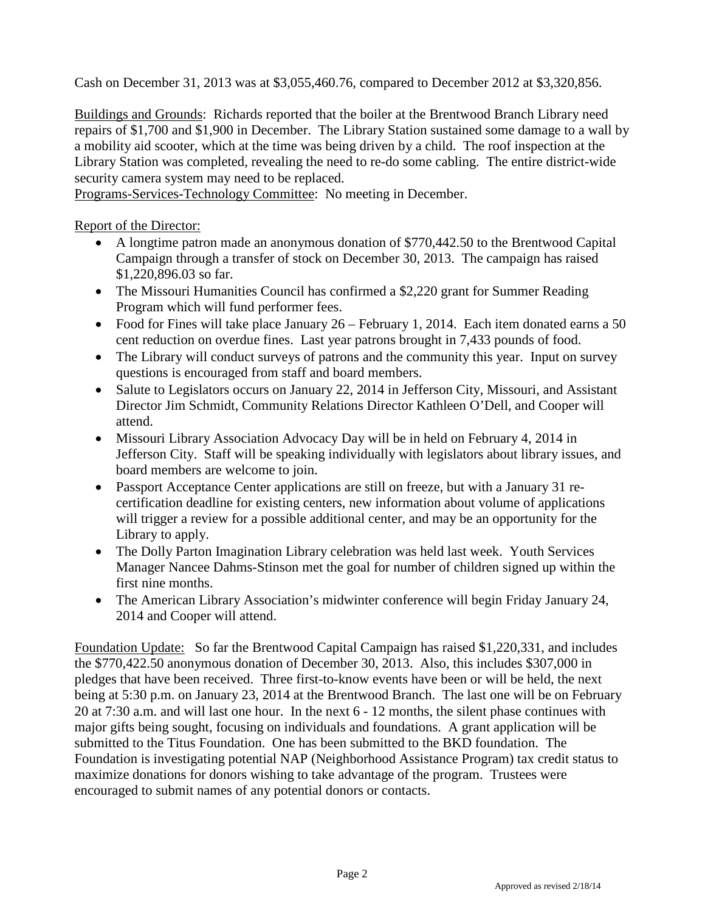Cash on December 31, 2013 was at $3,055,460.76, compared to December 2012 at $3,320,856.

<u>Buildings and Grounds</u>: Richards reported that the boiler at the Brentwood Branch Library need repairs of $1,700 and $1,900 in December. The Library Station sustained some damage to a wall by a mobility aid scooter, which at the time was being driven by a child. The roof inspection at the Library Station was completed, revealing the need to re-do some cabling. The entire district-wide security camera system may need to be replaced.

<u>Programs-Services-Technology Committee</u>: No meeting in December.

<u>Report of the Director:</u>

- A longtime patron made an anonymous donation of $770,442.50 to the Brentwood Capital Campaign through a transfer of stock on December 30, 2013. The campaign has raised $1,220,896.03 so far.
- The Missouri Humanities Council has confirmed a $2,220 grant for Summer Reading Program which will fund performer fees.
- Food for Fines will take place January 26 – February 1, 2014. Each item donated earns a 50 cent reduction on overdue fines. Last year patrons brought in 7,433 pounds of food.
- The Library will conduct surveys of patrons and the community this year. Input on survey questions is encouraged from staff and board members.
- Salute to Legislators occurs on January 22, 2014 in Jefferson City, Missouri, and Assistant Director Jim Schmidt, Community Relations Director Kathleen O'Dell, and Cooper will attend.
- Missouri Library Association Advocacy Day will be in held on February 4, 2014 in Jefferson City. Staff will be speaking individually with legislators about library issues, and board members are welcome to join.
- Passport Acceptance Center applications are still on freeze, but with a January 31 re-certification deadline for existing centers, new information about volume of applications will trigger a review for a possible additional center, and may be an opportunity for the Library to apply.
- The Dolly Parton Imagination Library celebration was held last week. Youth Services Manager Nancee Dahms-Stinson met the goal for number of children signed up within the first nine months.
- The American Library Association's midwinter conference will begin Friday January 24, 2014 and Cooper will attend.

<u>Foundation Update:</u> So far the Brentwood Capital Campaign has raised $1,220,331, and includes the $770,422.50 anonymous donation of December 30, 2013. Also, this includes $307,000 in pledges that have been received. Three first-to-know events have been or will be held, the next being at 5:30 p.m. on January 23, 2014 at the Brentwood Branch. The last one will be on February 20 at 7:30 a.m. and will last one hour. In the next 6 - 12 months, the silent phase continues with major gifts being sought, focusing on individuals and foundations. A grant application will be submitted to the Titus Foundation. One has been submitted to the BKD foundation. The Foundation is investigating potential NAP (Neighborhood Assistance Program) tax credit status to maximize donations for donors wishing to take advantage of the program. Trustees were encouraged to submit names of any potential donors or contacts.

Approved as revised 2/18/14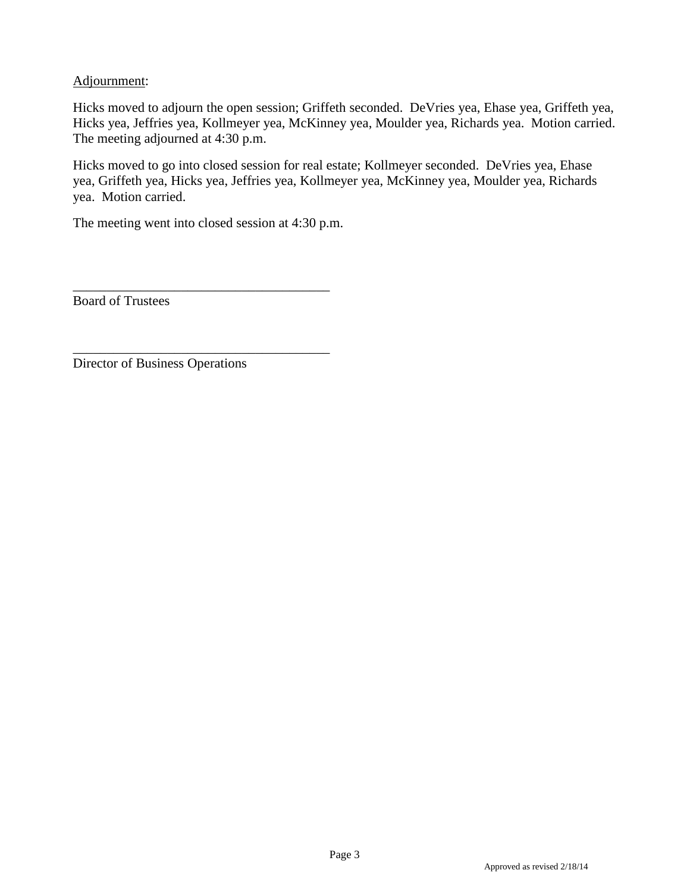<u>Adjournment</u>:

Hicks moved to adjourn the open session; Griffeth seconded. DeVries yea, Ehase yea, Griffeth yea, Hicks yea, Jeffries yea, Kollmeyer yea, McKinney yea, Moulder yea, Richards yea. Motion carried. The meeting adjourned at 4:30 p.m.

Hicks moved to go into closed session for real estate; Kollmeyer seconded. DeVries yea, Ehase yea, Griffeth yea, Hicks yea, Jeffries yea, Kollmeyer yea, McKinney yea, Moulder yea, Richards yea. Motion carried.

The meeting went into closed session at 4:30 p.m.

\_\_\_\_\_\_\_\_\_\_\_\_\_\_\_\_\_\_\_\_\_\_\_\_\_\_\_\_\_\_\_\_\_\_\_\_\_\_\_
Board of Trustees

\_\_\_\_\_\_\_\_\_\_\_\_\_\_\_\_\_\_\_\_\_\_\_\_\_\_\_\_\_\_\_\_\_\_\_\_\_\_\_
Director of Business Operations

Approved as revised 2/18/14